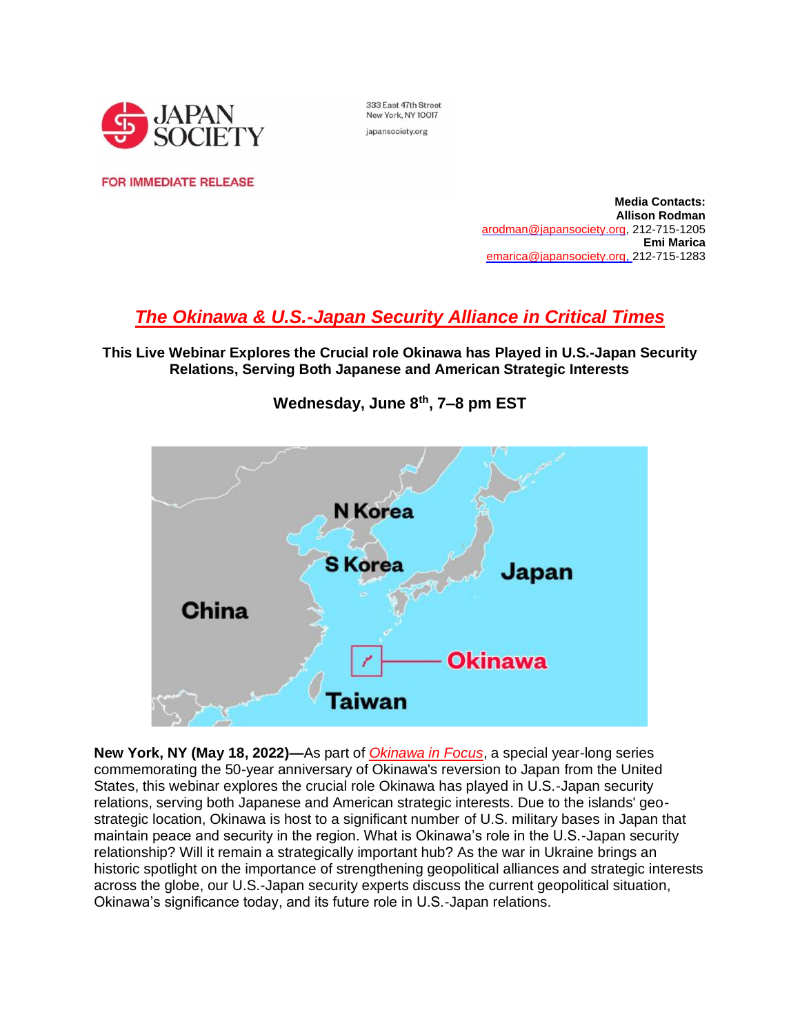JAPAN SOCIETY

333 East 47th Street
New York, NY 10017
japansociety.org

FOR IMMEDIATE RELEASE

**Media Contacts:**
**Allison Rodman**
arodman@japansociety.org, 212-715-1205
**Emi Marica**
emarica@japansociety.org, 212-715-1283

# *The Okinawa & U.S.-Japan Security Alliance in Critical Times*

**This Live Webinar Explores the Crucial role Okinawa has Played in U.S.-Japan Security Relations, Serving Both Japanese and American Strategic Interests**

**Wednesday, June 8th, 7–8 pm EST**

**New York, NY (May 18, 2022)—**As part of *Okinawa in Focus*, a special year-long series commemorating the 50-year anniversary of Okinawa's reversion to Japan from the United States, this webinar explores the crucial role Okinawa has played in U.S.-Japan security relations, serving both Japanese and American strategic interests. Due to the islands' geo-strategic location, Okinawa is host to a significant number of U.S. military bases in Japan that maintain peace and security in the region. What is Okinawa's role in the U.S.-Japan security relationship? Will it remain a strategically important hub? As the war in Ukraine brings an historic spotlight on the importance of strengthening geopolitical alliances and strategic interests across the globe, our U.S.-Japan security experts discuss the current geopolitical situation, Okinawa's significance today, and its future role in U.S.-Japan relations.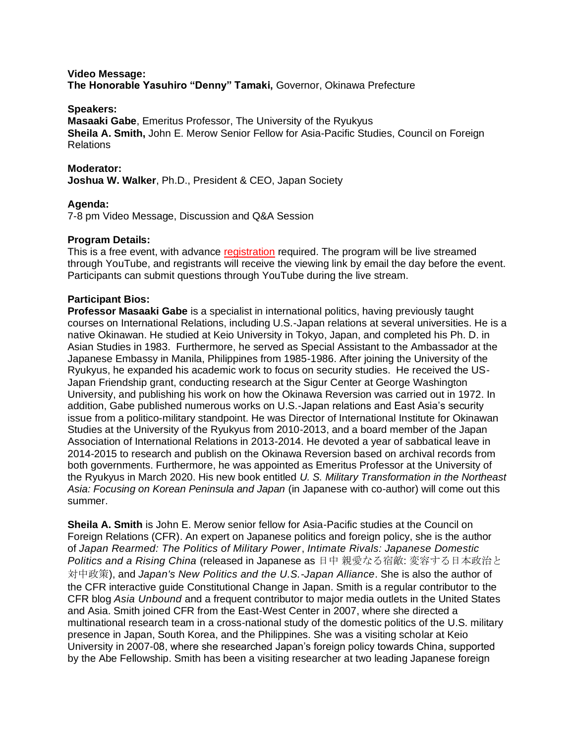**Video Message:**
**The Honorable Yasuhiro "Denny" Tamaki,** Governor, Okinawa Prefecture

**Speakers:**
**Masaaki Gabe**, Emeritus Professor, The University of the Ryukyus
**Sheila A. Smith,** John E. Merow Senior Fellow for Asia-Pacific Studies, Council on Foreign Relations

**Moderator:**
**Joshua W. Walker**, Ph.D., President & CEO, Japan Society

**Agenda:**
7-8 pm Video Message, Discussion and Q&A Session

**Program Details:**
This is a free event, with advance registration required. The program will be live streamed through YouTube, and registrants will receive the viewing link by email the day before the event. Participants can submit questions through YouTube during the live stream.

**Participant Bios:**
**Professor Masaaki Gabe** is a specialist in international politics, having previously taught courses on International Relations, including U.S.-Japan relations at several universities. He is a native Okinawan. He studied at Keio University in Tokyo, Japan, and completed his Ph. D. in Asian Studies in 1983. Furthermore, he served as Special Assistant to the Ambassador at the Japanese Embassy in Manila, Philippines from 1985-1986. After joining the University of the Ryukyus, he expanded his academic work to focus on security studies. He received the US-Japan Friendship grant, conducting research at the Sigur Center at George Washington University, and publishing his work on how the Okinawa Reversion was carried out in 1972. In addition, Gabe published numerous works on U.S.-Japan relations and East Asia's security issue from a politico-military standpoint. He was Director of International Institute for Okinawan Studies at the University of the Ryukyus from 2010-2013, and a board member of the Japan Association of International Relations in 2013-2014. He devoted a year of sabbatical leave in 2014-2015 to research and publish on the Okinawa Reversion based on archival records from both governments. Furthermore, he was appointed as Emeritus Professor at the University of the Ryukyus in March 2020. His new book entitled *U. S. Military Transformation in the Northeast Asia: Focusing on Korean Peninsula and Japan* (in Japanese with co-author) will come out this summer.

**Sheila A. Smith** is John E. Merow senior fellow for Asia-Pacific studies at the Council on Foreign Relations (CFR). An expert on Japanese politics and foreign policy, she is the author of *Japan Rearmed: The Politics of Military Power*, *Intimate Rivals: Japanese Domestic Politics and a Rising China* (released in Japanese as 日中 親愛なる宿敵: 変容する日本政治と対中政策), and *Japan's New Politics and the U.S.-Japan Alliance*. She is also the author of the CFR interactive guide Constitutional Change in Japan. Smith is a regular contributor to the CFR blog *Asia Unbound* and a frequent contributor to major media outlets in the United States and Asia. Smith joined CFR from the East-West Center in 2007, where she directed a multinational research team in a cross-national study of the domestic politics of the U.S. military presence in Japan, South Korea, and the Philippines. She was a visiting scholar at Keio University in 2007-08, where she researched Japan's foreign policy towards China, supported by the Abe Fellowship. Smith has been a visiting researcher at two leading Japanese foreign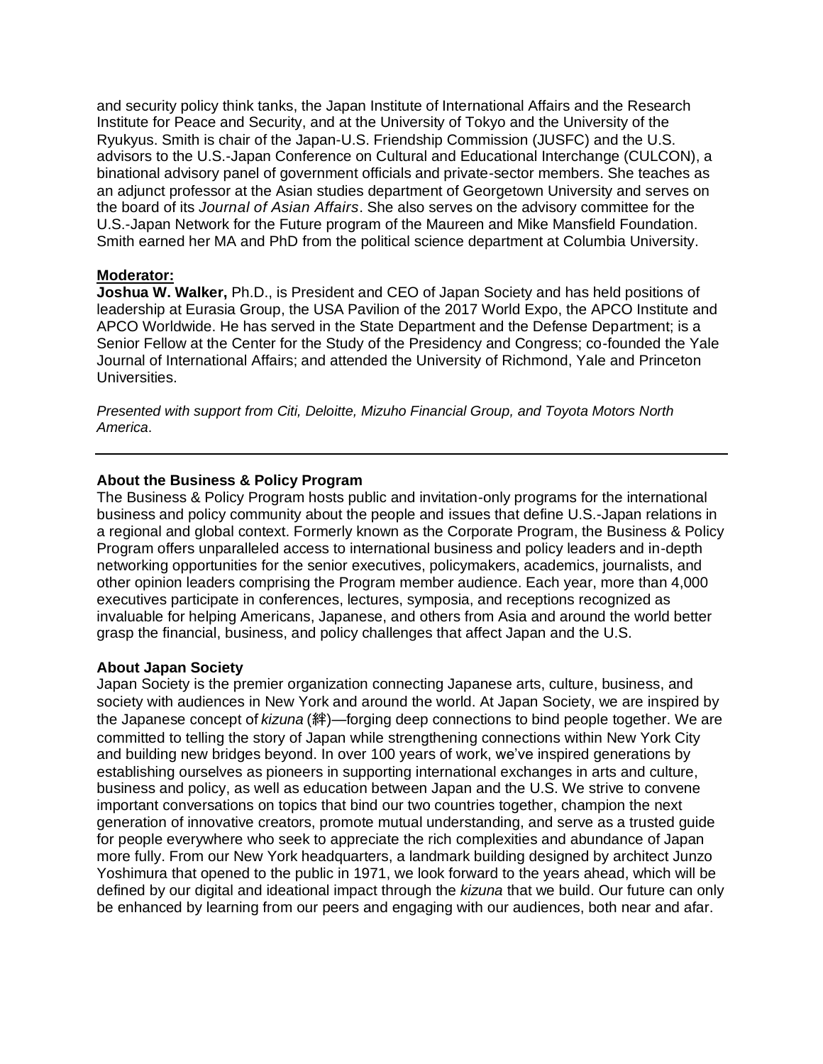and security policy think tanks, the Japan Institute of International Affairs and the Research Institute for Peace and Security, and at the University of Tokyo and the University of the Ryukyus. Smith is chair of the Japan-U.S. Friendship Commission (JUSFC) and the U.S. advisors to the U.S.-Japan Conference on Cultural and Educational Interchange (CULCON), a binational advisory panel of government officials and private-sector members. She teaches as an adjunct professor at the Asian studies department of Georgetown University and serves on the board of its *Journal of Asian Affairs*. She also serves on the advisory committee for the U.S.-Japan Network for the Future program of the Maureen and Mike Mansfield Foundation. Smith earned her MA and PhD from the political science department at Columbia University.

**Moderator:**

**Joshua W. Walker,** Ph.D., is President and CEO of Japan Society and has held positions of leadership at Eurasia Group, the USA Pavilion of the 2017 World Expo, the APCO Institute and APCO Worldwide. He has served in the State Department and the Defense Department; is a Senior Fellow at the Center for the Study of the Presidency and Congress; co-founded the Yale Journal of International Affairs; and attended the University of Richmond, Yale and Princeton Universities.

*Presented with support from Citi, Deloitte, Mizuho Financial Group, and Toyota Motors North America*.

---

**About the Business & Policy Program**

The Business & Policy Program hosts public and invitation-only programs for the international business and policy community about the people and issues that define U.S.-Japan relations in a regional and global context. Formerly known as the Corporate Program, the Business & Policy Program offers unparalleled access to international business and policy leaders and in-depth networking opportunities for the senior executives, policymakers, academics, journalists, and other opinion leaders comprising the Program member audience. Each year, more than 4,000 executives participate in conferences, lectures, symposia, and receptions recognized as invaluable for helping Americans, Japanese, and others from Asia and around the world better grasp the financial, business, and policy challenges that affect Japan and the U.S.

**About Japan Society**

Japan Society is the premier organization connecting Japanese arts, culture, business, and society with audiences in New York and around the world. At Japan Society, we are inspired by the Japanese concept of *kizuna* (絆)—forging deep connections to bind people together. We are committed to telling the story of Japan while strengthening connections within New York City and building new bridges beyond. In over 100 years of work, we've inspired generations by establishing ourselves as pioneers in supporting international exchanges in arts and culture, business and policy, as well as education between Japan and the U.S. We strive to convene important conversations on topics that bind our two countries together, champion the next generation of innovative creators, promote mutual understanding, and serve as a trusted guide for people everywhere who seek to appreciate the rich complexities and abundance of Japan more fully. From our New York headquarters, a landmark building designed by architect Junzo Yoshimura that opened to the public in 1971, we look forward to the years ahead, which will be defined by our digital and ideational impact through the *kizuna* that we build. Our future can only be enhanced by learning from our peers and engaging with our audiences, both near and afar.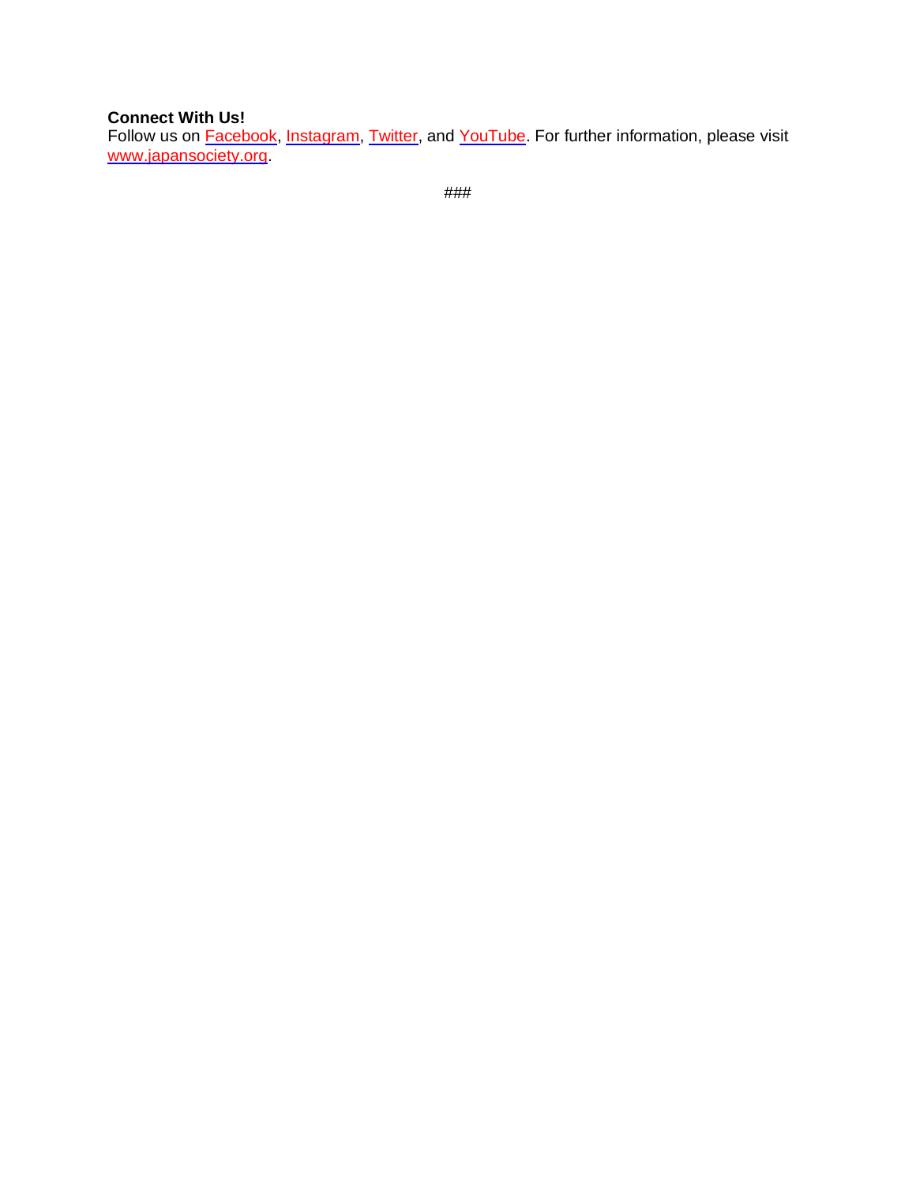**Connect With Us!**
Follow us on Facebook, Instagram, Twitter, and YouTube. For further information, please visit www.japansociety.org.

###